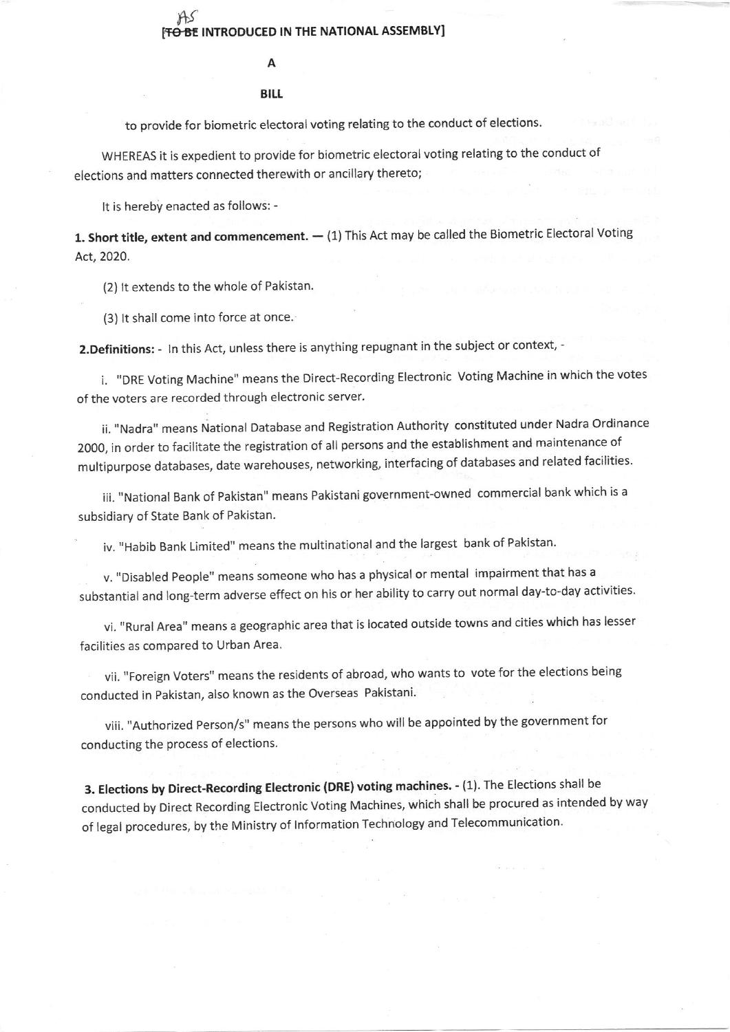AS
[~~TO BE~~ INTRODUCED IN THE NATIONAL ASSEMBLY]

A

**BILL**

to provide for biometric electoral voting relating to the conduct of elections.

WHEREAS it is expedient to provide for biometric electoral voting relating to the conduct of elections and matters connected therewith or ancillary thereto;

It is hereby enacted as follows: -

**1. Short title, extent and commencement. —** (1) This Act may be called the Biometric Electoral Voting Act, 2020.

(2) It extends to the whole of Pakistan.

(3) It shall come into force at once.

**2.Definitions: -** In this Act, unless there is anything repugnant in the subject or context, -

i. "DRE Voting Machine" means the Direct-Recording Electronic Voting Machine in which the votes of the voters are recorded through electronic server.

ii. "Nadra" means National Database and Registration Authority constituted under Nadra Ordinance 2000, in order to facilitate the registration of all persons and the establishment and maintenance of multipurpose databases, date warehouses, networking, interfacing of databases and related facilities.

iii. "National Bank of Pakistan" means Pakistani government-owned commercial bank which is a subsidiary of State Bank of Pakistan.

iv. "Habib Bank Limited" means the multinational and the largest bank of Pakistan.

v. "Disabled People" means someone who has a physical or mental impairment that has a substantial and long-term adverse effect on his or her ability to carry out normal day-to-day activities.

vi. "Rural Area" means a geographic area that is located outside towns and cities which has lesser facilities as compared to Urban Area.

vii. "Foreign Voters" means the residents of abroad, who wants to vote for the elections being conducted in Pakistan, also known as the Overseas Pakistani.

viii. "Authorized Person/s" means the persons who will be appointed by the government for conducting the process of elections.

**3. Elections by Direct-Recording Electronic (DRE) voting machines. -** (1). The Elections shall be conducted by Direct Recording Electronic Voting Machines, which shall be procured as intended by way of legal procedures, by the Ministry of Information Technology and Telecommunication.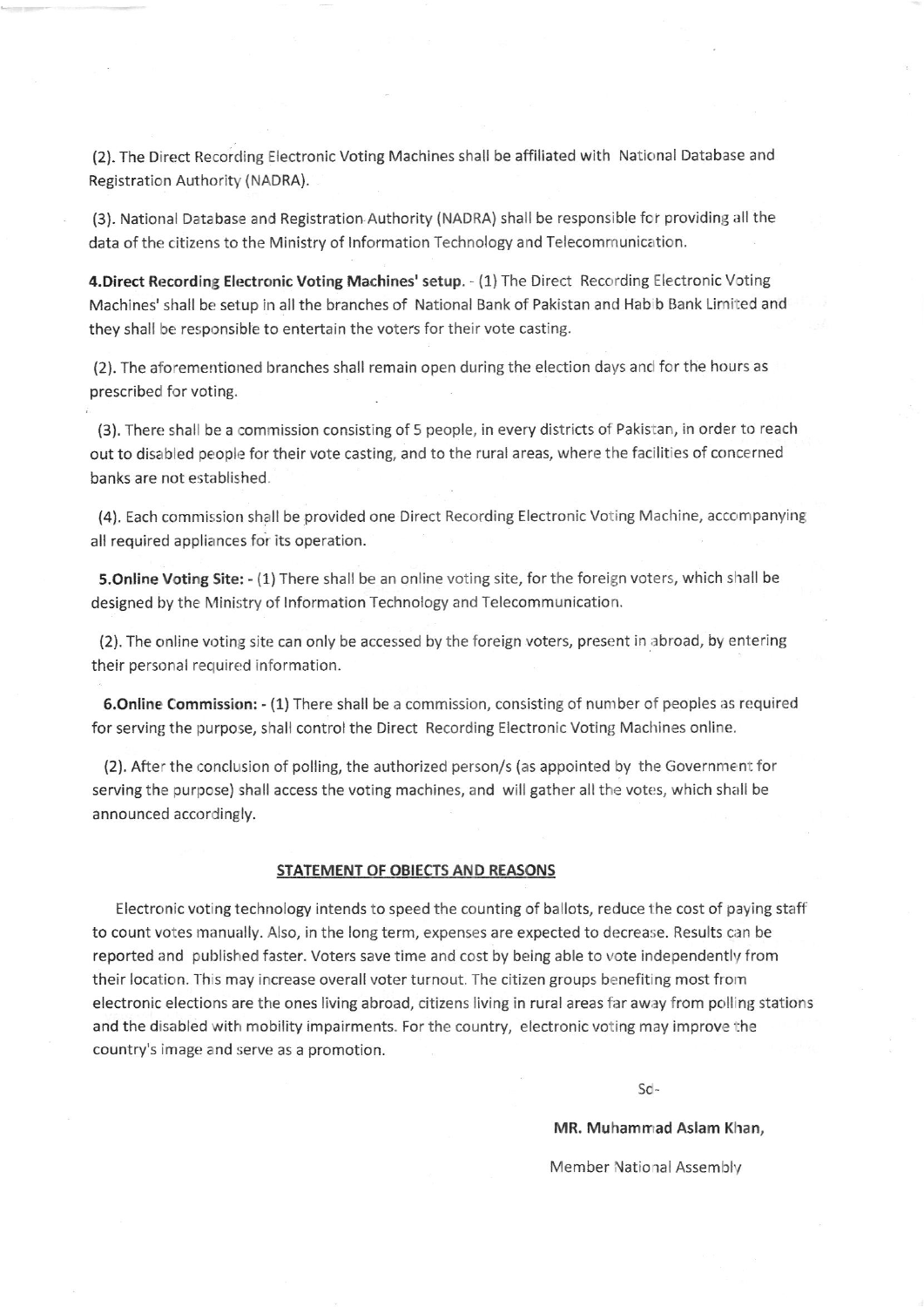(2). The Direct Recording Electronic Voting Machines shall be affiliated with National Database and Registration Authority (NADRA).

(3). National Database and Registration Authority (NADRA) shall be responsible for providing all the data of the citizens to the Ministry of Information Technology and Telecommunication.

**4.Direct Recording Electronic Voting Machines' setup.** - (1) The Direct Recording Electronic Voting Machines' shall be setup in all the branches of National Bank of Pakistan and Habib Bank Limited and they shall be responsible to entertain the voters for their vote casting.

(2). The aforementioned branches shall remain open during the election days and for the hours as prescribed for voting.

(3). There shall be a commission consisting of 5 people, in every districts of Pakistan, in order to reach out to disabled people for their vote casting, and to the rural areas, where the facilities of concerned banks are not established.

(4). Each commission shall be provided one Direct Recording Electronic Voting Machine, accompanying all required appliances for its operation.

**5.Online Voting Site: -** (1) There shall be an online voting site, for the foreign voters, which shall be designed by the Ministry of Information Technology and Telecommunication.

(2). The online voting site can only be accessed by the foreign voters, present in abroad, by entering their personal required information.

**6.Online Commission: -** (1) There shall be a commission, consisting of number of peoples as required for serving the purpose, shall control the Direct Recording Electronic Voting Machines online.

(2). After the conclusion of polling, the authorized person/s (as appointed by the Government for serving the purpose) shall access the voting machines, and will gather all the votes, which shall be announced accordingly.

## STATEMENT OF OBJECTS AND REASONS

Electronic voting technology intends to speed the counting of ballots, reduce the cost of paying staff to count votes manually. Also, in the long term, expenses are expected to decrease. Results can be reported and published faster. Voters save time and cost by being able to vote independently from their location. This may increase overall voter turnout. The citizen groups benefiting most from electronic elections are the ones living abroad, citizens living in rural areas far away from polling stations and the disabled with mobility impairments. For the country, electronic voting may improve the country's image and serve as a promotion.

Sd-

**MR. Muhammad Aslam Khan,**

Member National Assembly